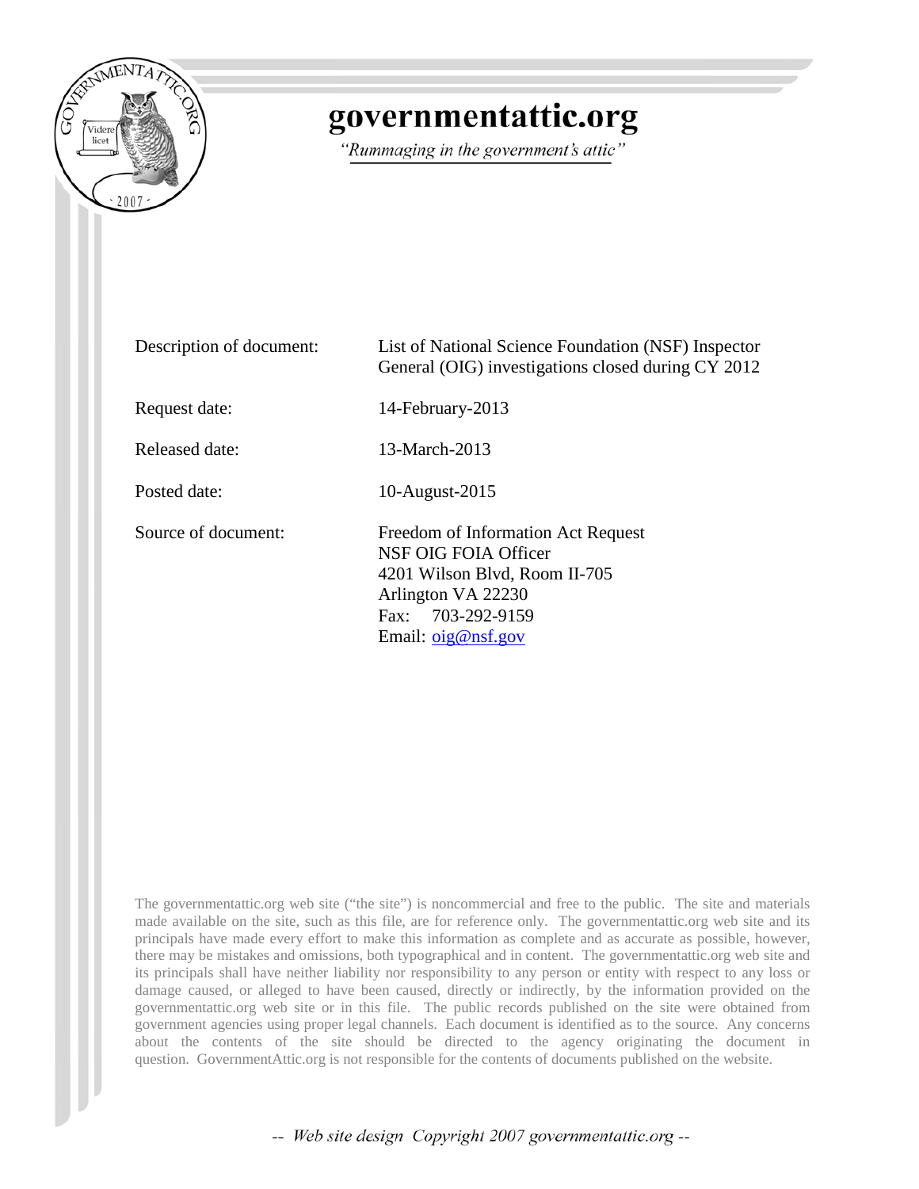# governmentattic.org

*"Rummaging in the government's attic"*

| | |
|---|---|
| Description of document: | List of National Science Foundation (NSF) Inspector General (OIG) investigations closed during CY 2012 |
| Request date: | 14-February-2013 |
| Released date: | 13-March-2013 |
| Posted date: | 10-August-2015 |
| Source of document: | Freedom of Information Act Request<br>NSF OIG FOIA Officer<br>4201 Wilson Blvd, Room II-705<br>Arlington VA 22230<br>Fax: 703-292-9159<br>Email: oig@nsf.gov |

The governmentattic.org web site ("the site") is noncommercial and free to the public. The site and materials made available on the site, such as this file, are for reference only. The governmentattic.org web site and its principals have made every effort to make this information as complete and as accurate as possible, however, there may be mistakes and omissions, both typographical and in content. The governmentattic.org web site and its principals shall have neither liability nor responsibility to any person or entity with respect to any loss or damage caused, or alleged to have been caused, directly or indirectly, by the information provided on the governmentattic.org web site or in this file. The public records published on the site were obtained from government agencies using proper legal channels. Each document is identified as to the source. Any concerns about the contents of the site should be directed to the agency originating the document in question. GovernmentAttic.org is not responsible for the contents of documents published on the website.

-- Web site design Copyright 2007 governmentattic.org --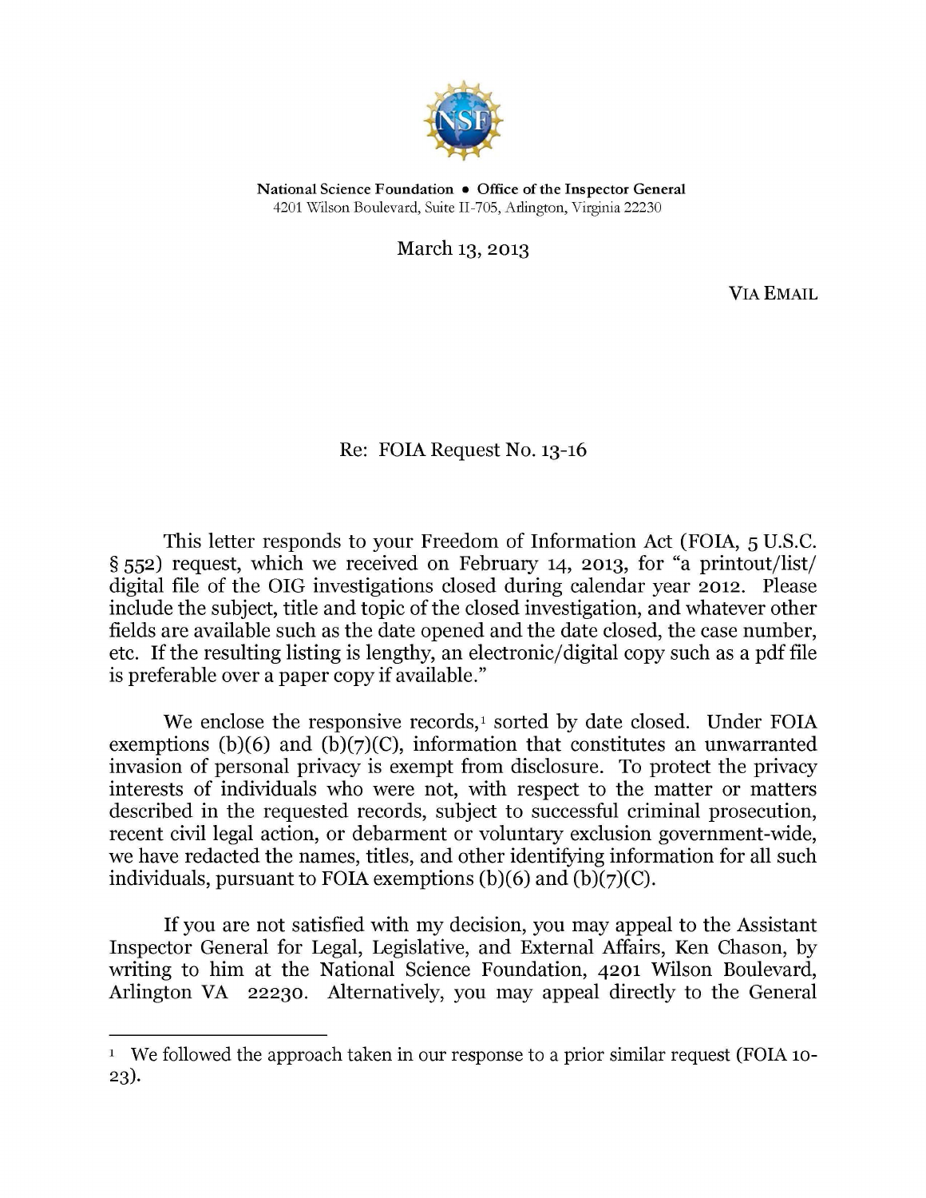National Science Foundation • Office of the Inspector General
4201 Wilson Boulevard, Suite II-705, Arlington, Virginia 22230

March 13, 2013

VIA EMAIL

Re: FOIA Request No. 13-16

This letter responds to your Freedom of Information Act (FOIA, 5 U.S.C. § 552) request, which we received on February 14, 2013, for "a printout/list/ digital file of the OIG investigations closed during calendar year 2012. Please include the subject, title and topic of the closed investigation, and whatever other fields are available such as the date opened and the date closed, the case number, etc. If the resulting listing is lengthy, an electronic/digital copy such as a pdf file is preferable over a paper copy if available."

We enclose the responsive records,[1] sorted by date closed. Under FOIA exemptions (b)(6) and (b)(7)(C), information that constitutes an unwarranted invasion of personal privacy is exempt from disclosure. To protect the privacy interests of individuals who were not, with respect to the matter or matters described in the requested records, subject to successful criminal prosecution, recent civil legal action, or debarment or voluntary exclusion government-wide, we have redacted the names, titles, and other identifying information for all such individuals, pursuant to FOIA exemptions (b)(6) and (b)(7)(C).

If you are not satisfied with my decision, you may appeal to the Assistant Inspector General for Legal, Legislative, and External Affairs, Ken Chason, by writing to him at the National Science Foundation, 4201 Wilson Boulevard, Arlington VA 22230. Alternatively, you may appeal directly to the General

---

[1] We followed the approach taken in our response to a prior similar request (FOIA 10-23).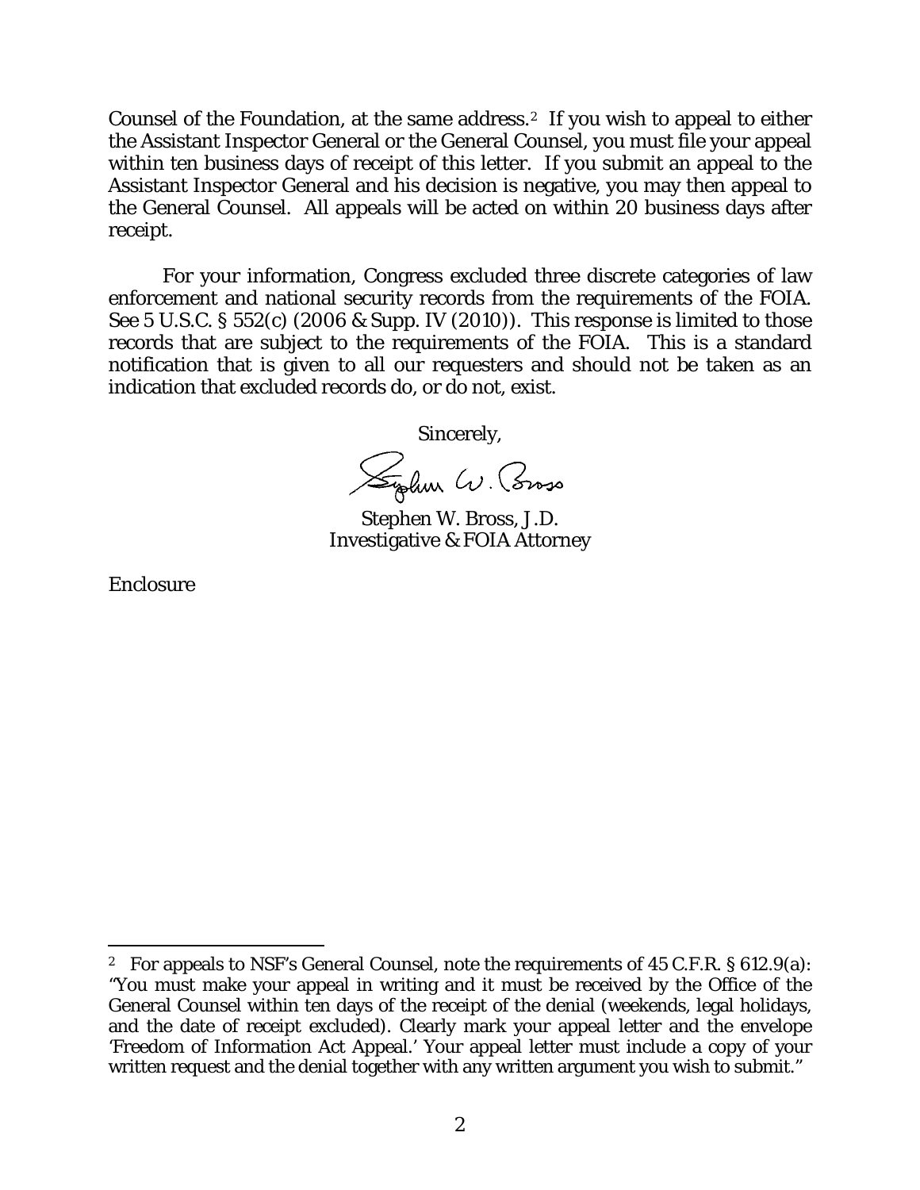Counsel of the Foundation, at the same address.[2] If you wish to appeal to either the Assistant Inspector General or the General Counsel, you must file your appeal within ten business days of receipt of this letter. If you submit an appeal to the Assistant Inspector General and his decision is negative, you may then appeal to the General Counsel. All appeals will be acted on within 20 business days after receipt.

For your information, Congress excluded three discrete categories of law enforcement and national security records from the requirements of the FOIA. See 5 U.S.C. § 552(c) (2006 & Supp. IV (2010)). This response is limited to those records that are subject to the requirements of the FOIA. This is a standard notification that is given to all our requesters and should not be taken as an indication that excluded records do, or do not, exist.

Sincerely,

Stephen W. Bross, J.D.
Investigative & FOIA Attorney

Enclosure

---

[2] For appeals to NSF's General Counsel, note the requirements of 45 C.F.R. § 612.9(a): "You must make your appeal in writing and it must be received by the Office of the General Counsel within ten days of the receipt of the denial (weekends, legal holidays, and the date of receipt excluded). Clearly mark your appeal letter and the envelope 'Freedom of Information Act Appeal.' Your appeal letter must include a copy of your written request and the denial together with any written argument you wish to submit."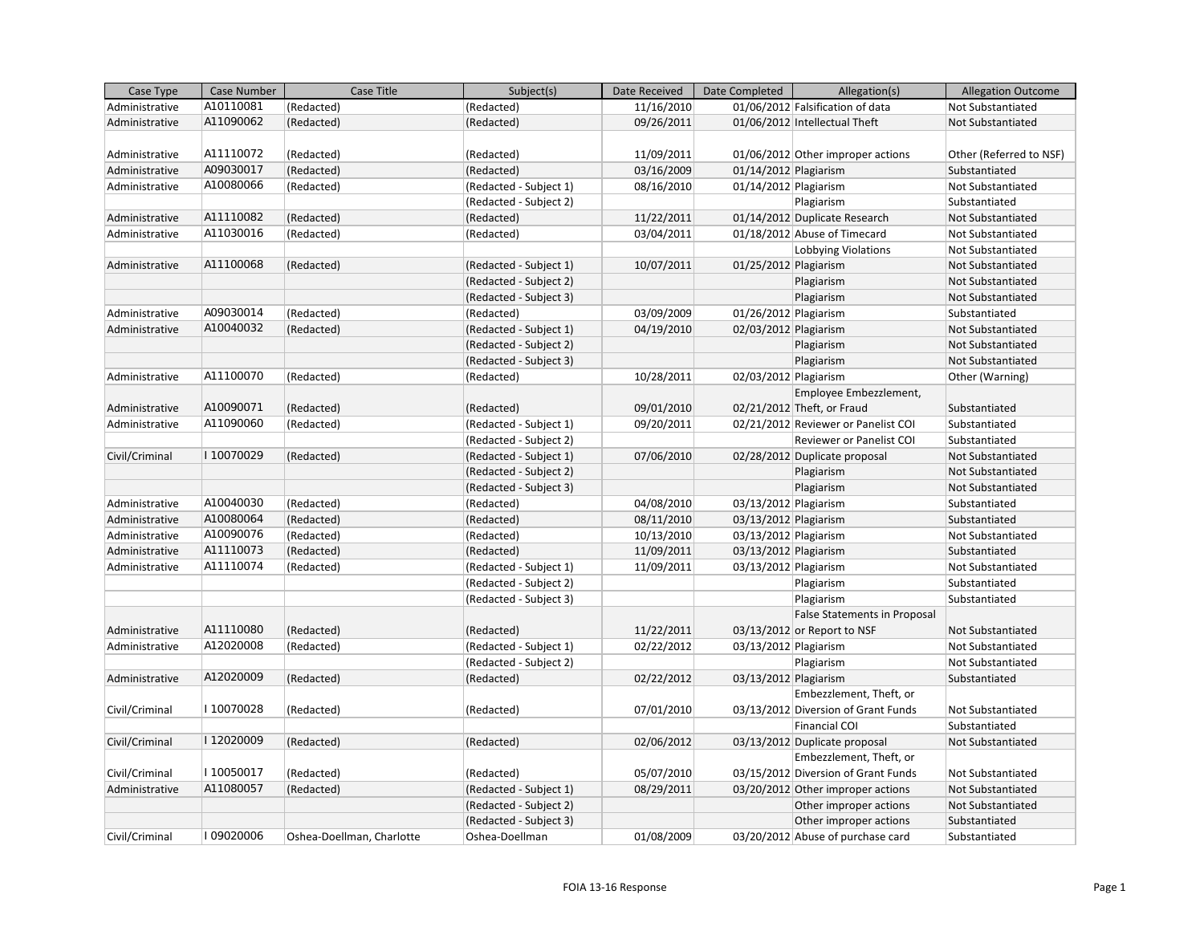| Case Type | Case Number | Case Title | Subject(s) | Date Received | Date Completed | Allegation(s) | Allegation Outcome |
|---|---|---|---|---|---|---|---|
| Administrative | A10110081 | (Redacted) | (Redacted) | 11/16/2010 | 01/06/2012 | Falsification of data | Not Substantiated |
| Administrative | A11090062 | (Redacted) | (Redacted) | 09/26/2011 | 01/06/2012 | Intellectual Theft | Not Substantiated |
| Administrative | A11110072 | (Redacted) | (Redacted) | 11/09/2011 | 01/06/2012 | Other improper actions | Other (Referred to NSF) |
| Administrative | A09030017 | (Redacted) | (Redacted) | 03/16/2009 | 01/14/2012 | Plagiarism | Substantiated |
| Administrative | A10080066 | (Redacted) | (Redacted - Subject 1) | 08/16/2010 | 01/14/2012 | Plagiarism | Not Substantiated |
| | | | (Redacted - Subject 2) | | | Plagiarism | Substantiated |
| Administrative | A11110082 | (Redacted) | (Redacted) | 11/22/2011 | 01/14/2012 | Duplicate Research | Not Substantiated |
| Administrative | A11030016 | (Redacted) | (Redacted) | 03/04/2011 | 01/18/2012 | Abuse of Timecard | Not Substantiated |
| | | | | | | Lobbying Violations | Not Substantiated |
| Administrative | A11100068 | (Redacted) | (Redacted - Subject 1) | 10/07/2011 | 01/25/2012 | Plagiarism | Not Substantiated |
| | | | (Redacted - Subject 2) | | | Plagiarism | Not Substantiated |
| | | | (Redacted - Subject 3) | | | Plagiarism | Not Substantiated |
| Administrative | A09030014 | (Redacted) | (Redacted) | 03/09/2009 | 01/26/2012 | Plagiarism | Substantiated |
| Administrative | A10040032 | (Redacted) | (Redacted - Subject 1) | 04/19/2010 | 02/03/2012 | Plagiarism | Not Substantiated |
| | | | (Redacted - Subject 2) | | | Plagiarism | Not Substantiated |
| | | | (Redacted - Subject 3) | | | Plagiarism | Not Substantiated |
| Administrative | A11100070 | (Redacted) | (Redacted) | 10/28/2011 | 02/03/2012 | Plagiarism | Other (Warning) |
| Administrative | A10090071 | (Redacted) | (Redacted) | 09/01/2010 | 02/21/2012 | Employee Embezzlement, Theft, or Fraud | Substantiated |
| Administrative | A11090060 | (Redacted) | (Redacted - Subject 1) | 09/20/2011 | 02/21/2012 | Reviewer or Panelist COI | Substantiated |
| | | | (Redacted - Subject 2) | | | Reviewer or Panelist COI | Substantiated |
| Civil/Criminal | I 10070029 | (Redacted) | (Redacted - Subject 1) | 07/06/2010 | 02/28/2012 | Duplicate proposal | Not Substantiated |
| | | | (Redacted - Subject 2) | | | Plagiarism | Not Substantiated |
| | | | (Redacted - Subject 3) | | | Plagiarism | Not Substantiated |
| Administrative | A10040030 | (Redacted) | (Redacted) | 04/08/2010 | 03/13/2012 | Plagiarism | Substantiated |
| Administrative | A10080064 | (Redacted) | (Redacted) | 08/11/2010 | 03/13/2012 | Plagiarism | Substantiated |
| Administrative | A10090076 | (Redacted) | (Redacted) | 10/13/2010 | 03/13/2012 | Plagiarism | Not Substantiated |
| Administrative | A11110073 | (Redacted) | (Redacted) | 11/09/2011 | 03/13/2012 | Plagiarism | Substantiated |
| Administrative | A11110074 | (Redacted) | (Redacted - Subject 1) | 11/09/2011 | 03/13/2012 | Plagiarism | Not Substantiated |
| | | | (Redacted - Subject 2) | | | Plagiarism | Substantiated |
| | | | (Redacted - Subject 3) | | | Plagiarism | Substantiated |
| Administrative | A11110080 | (Redacted) | (Redacted) | 11/22/2011 | 03/13/2012 | False Statements in Proposal or Report to NSF | Not Substantiated |
| Administrative | A12020008 | (Redacted) | (Redacted - Subject 1) | 02/22/2012 | 03/13/2012 | Plagiarism | Not Substantiated |
| | | | (Redacted - Subject 2) | | | Plagiarism | Not Substantiated |
| Administrative | A12020009 | (Redacted) | (Redacted) | 02/22/2012 | 03/13/2012 | Plagiarism | Substantiated |
| Civil/Criminal | I 10070028 | (Redacted) | (Redacted) | 07/01/2010 | 03/13/2012 | Embezzlement, Theft, or Diversion of Grant Funds | Not Substantiated |
| | | | | | | Financial COI | Substantiated |
| Civil/Criminal | I 12020009 | (Redacted) | (Redacted) | 02/06/2012 | 03/13/2012 | Duplicate proposal | Not Substantiated |
| Civil/Criminal | I 10050017 | (Redacted) | (Redacted) | 05/07/2010 | 03/15/2012 | Embezzlement, Theft, or Diversion of Grant Funds | Not Substantiated |
| Administrative | A11080057 | (Redacted) | (Redacted - Subject 1) | 08/29/2011 | 03/20/2012 | Other improper actions | Not Substantiated |
| | | | (Redacted - Subject 2) | | | Other improper actions | Not Substantiated |
| | | | (Redacted - Subject 3) | | | Other improper actions | Substantiated |
| Civil/Criminal | I 09020006 | Oshea-Doellman, Charlotte | Oshea-Doellman | 01/08/2009 | 03/20/2012 | Abuse of purchase card | Substantiated |

FOIA 13-16 Response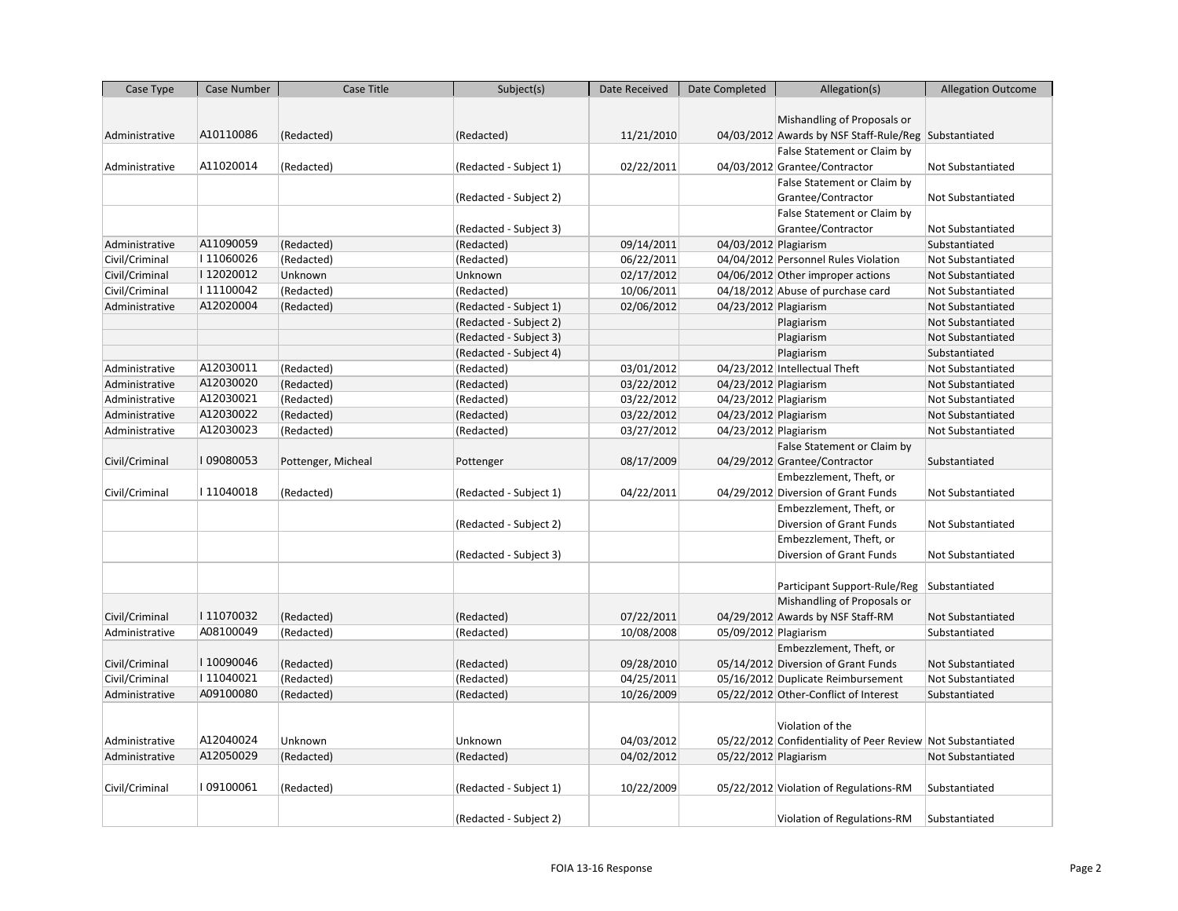| Case Type | Case Number | Case Title | Subject(s) | Date Received | Date Completed | Allegation(s) | Allegation Outcome |
|---|---|---|---|---|---|---|---|
| Administrative | A10110086 | (Redacted) | (Redacted) | 11/21/2010 | 04/03/2012 | Mishandling of Proposals or Awards by NSF Staff-Rule/Reg | Substantiated |
| Administrative | A11020014 | (Redacted) | (Redacted - Subject 1) | 02/22/2011 | 04/03/2012 | False Statement or Claim by Grantee/Contractor | Not Substantiated |
| | | | (Redacted - Subject 2) | | | False Statement or Claim by Grantee/Contractor | Not Substantiated |
| | | | (Redacted - Subject 3) | | | False Statement or Claim by Grantee/Contractor | Not Substantiated |
| Administrative | A11090059 | (Redacted) | (Redacted) | 09/14/2011 | 04/03/2012 | Plagiarism | Substantiated |
| Civil/Criminal | I 11060026 | (Redacted) | (Redacted) | 06/22/2011 | 04/04/2012 | Personnel Rules Violation | Not Substantiated |
| Civil/Criminal | I 12020012 | Unknown | Unknown | 02/17/2012 | 04/06/2012 | Other improper actions | Not Substantiated |
| Civil/Criminal | I 11100042 | (Redacted) | (Redacted) | 10/06/2011 | 04/18/2012 | Abuse of purchase card | Not Substantiated |
| Administrative | A12020004 | (Redacted) | (Redacted - Subject 1) | 02/06/2012 | 04/23/2012 | Plagiarism | Not Substantiated |
| | | | (Redacted - Subject 2) | | | Plagiarism | Not Substantiated |
| | | | (Redacted - Subject 3) | | | Plagiarism | Not Substantiated |
| | | | (Redacted - Subject 4) | | | Plagiarism | Substantiated |
| Administrative | A12030011 | (Redacted) | (Redacted) | 03/01/2012 | 04/23/2012 | Intellectual Theft | Not Substantiated |
| Administrative | A12030020 | (Redacted) | (Redacted) | 03/22/2012 | 04/23/2012 | Plagiarism | Not Substantiated |
| Administrative | A12030021 | (Redacted) | (Redacted) | 03/22/2012 | 04/23/2012 | Plagiarism | Not Substantiated |
| Administrative | A12030022 | (Redacted) | (Redacted) | 03/22/2012 | 04/23/2012 | Plagiarism | Not Substantiated |
| Administrative | A12030023 | (Redacted) | (Redacted) | 03/27/2012 | 04/23/2012 | Plagiarism | Not Substantiated |
| Civil/Criminal | I 09080053 | Pottenger, Micheal | Pottenger | 08/17/2009 | 04/29/2012 | False Statement or Claim by Grantee/Contractor | Substantiated |
| Civil/Criminal | I 11040018 | (Redacted) | (Redacted - Subject 1) | 04/22/2011 | 04/29/2012 | Embezzlement, Theft, or Diversion of Grant Funds | Not Substantiated |
| | | | (Redacted - Subject 2) | | | Embezzlement, Theft, or Diversion of Grant Funds | Not Substantiated |
| | | | (Redacted - Subject 3) | | | Embezzlement, Theft, or Diversion of Grant Funds | Not Substantiated |
| | | | | | | Participant Support-Rule/Reg | Substantiated |
| Civil/Criminal | I 11070032 | (Redacted) | (Redacted) | 07/22/2011 | 04/29/2012 | Mishandling of Proposals or Awards by NSF Staff-RM | Not Substantiated |
| Administrative | A08100049 | (Redacted) | (Redacted) | 10/08/2008 | 05/09/2012 | Plagiarism | Substantiated |
| Civil/Criminal | I 10090046 | (Redacted) | (Redacted) | 09/28/2010 | 05/14/2012 | Embezzlement, Theft, or Diversion of Grant Funds | Not Substantiated |
| Civil/Criminal | I 11040021 | (Redacted) | (Redacted) | 04/25/2011 | 05/16/2012 | Duplicate Reimbursement | Not Substantiated |
| Administrative | A09100080 | (Redacted) | (Redacted) | 10/26/2009 | 05/22/2012 | Other-Conflict of Interest | Substantiated |
| Administrative | A12040024 | Unknown | Unknown | 04/03/2012 | 05/22/2012 | Violation of the Confidentiality of Peer Review | Not Substantiated |
| Administrative | A12050029 | (Redacted) | (Redacted) | 04/02/2012 | 05/22/2012 | Plagiarism | Not Substantiated |
| Civil/Criminal | I 09100061 | (Redacted) | (Redacted - Subject 1) | 10/22/2009 | 05/22/2012 | Violation of Regulations-RM | Substantiated |
| | | | (Redacted - Subject 2) | | | Violation of Regulations-RM | Substantiated |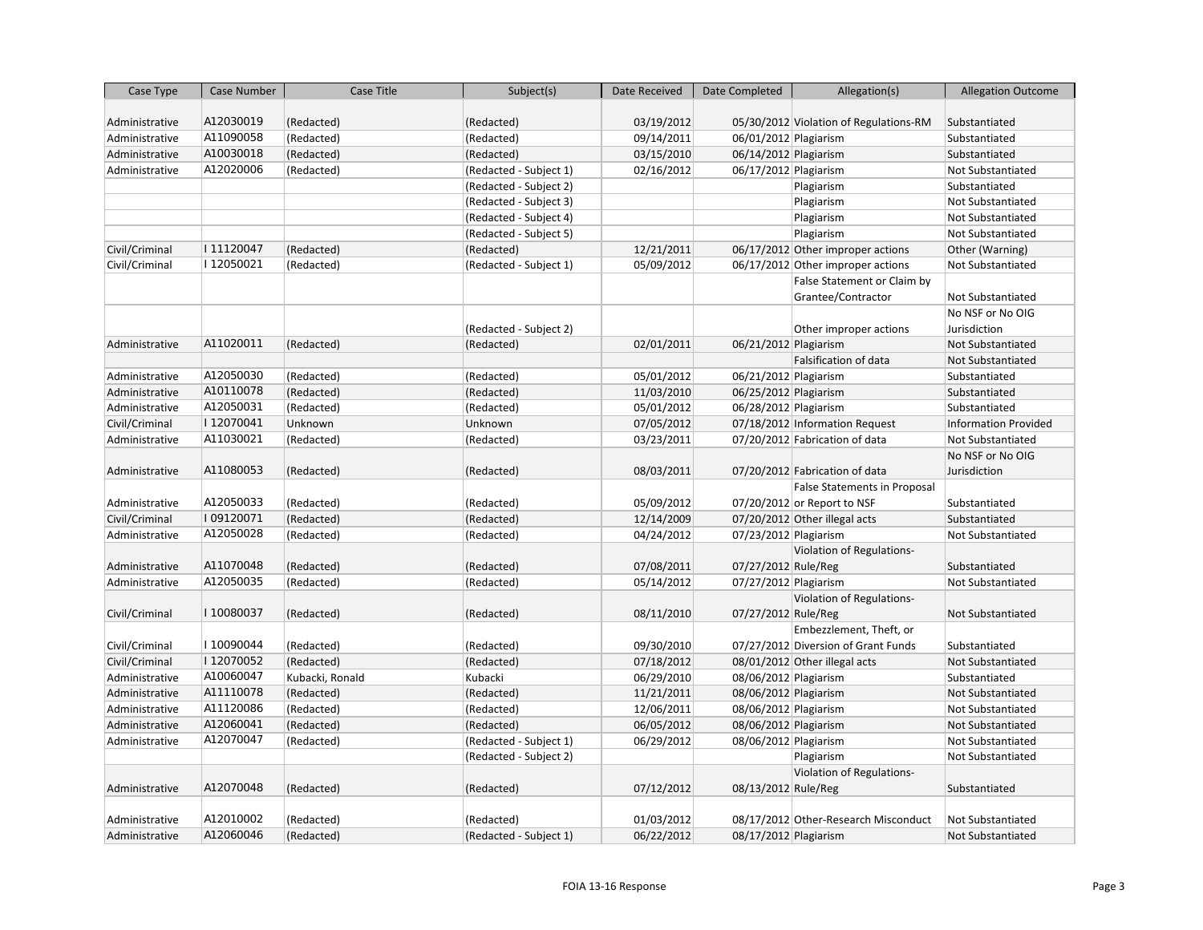| Case Type | Case Number | Case Title | Subject(s) | Date Received | Date Completed | Allegation(s) | Allegation Outcome |
|---|---|---|---|---|---|---|---|
| Administrative | A12030019 | (Redacted) | (Redacted) | 03/19/2012 | 05/30/2012 | Violation of Regulations-RM | Substantiated |
| Administrative | A11090058 | (Redacted) | (Redacted) | 09/14/2011 | 06/01/2012 | Plagiarism | Substantiated |
| Administrative | A10030018 | (Redacted) | (Redacted) | 03/15/2010 | 06/14/2012 | Plagiarism | Substantiated |
| Administrative | A12020006 | (Redacted) | (Redacted - Subject 1) | 02/16/2012 | 06/17/2012 | Plagiarism | Not Substantiated |
| | | | (Redacted - Subject 2) | | | Plagiarism | Substantiated |
| | | | (Redacted - Subject 3) | | | Plagiarism | Not Substantiated |
| | | | (Redacted - Subject 4) | | | Plagiarism | Not Substantiated |
| | | | (Redacted - Subject 5) | | | Plagiarism | Not Substantiated |
| Civil/Criminal | I 11120047 | (Redacted) | (Redacted) | 12/21/2011 | 06/17/2012 | Other improper actions | Other (Warning) |
| Civil/Criminal | I 12050021 | (Redacted) | (Redacted - Subject 1) | 05/09/2012 | 06/17/2012 | Other improper actions | Not Substantiated |
| | | | | | | False Statement or Claim by Grantee/Contractor | Not Substantiated |
| | | | (Redacted - Subject 2) | | | Other improper actions | No NSF or No OIG Jurisdiction |
| Administrative | A11020011 | (Redacted) | (Redacted) | 02/01/2011 | 06/21/2012 | Plagiarism | Not Substantiated |
| | | | | | | Falsification of data | Not Substantiated |
| Administrative | A12050030 | (Redacted) | (Redacted) | 05/01/2012 | 06/21/2012 | Plagiarism | Substantiated |
| Administrative | A10110078 | (Redacted) | (Redacted) | 11/03/2010 | 06/25/2012 | Plagiarism | Substantiated |
| Administrative | A12050031 | (Redacted) | (Redacted) | 05/01/2012 | 06/28/2012 | Plagiarism | Substantiated |
| Civil/Criminal | I 12070041 | Unknown | Unknown | 07/05/2012 | 07/18/2012 | Information Request | Information Provided |
| Administrative | A11030021 | (Redacted) | (Redacted) | 03/23/2011 | 07/20/2012 | Fabrication of data | Not Substantiated |
| Administrative | A11080053 | (Redacted) | (Redacted) | 08/03/2011 | 07/20/2012 | Fabrication of data | No NSF or No OIG Jurisdiction |
| Administrative | A12050033 | (Redacted) | (Redacted) | 05/09/2012 | 07/20/2012 | False Statements in Proposal or Report to NSF | Substantiated |
| Civil/Criminal | I 09120071 | (Redacted) | (Redacted) | 12/14/2009 | 07/20/2012 | Other illegal acts | Substantiated |
| Administrative | A12050028 | (Redacted) | (Redacted) | 04/24/2012 | 07/23/2012 | Plagiarism | Not Substantiated |
| Administrative | A11070048 | (Redacted) | (Redacted) | 07/08/2011 | 07/27/2012 | Violation of Regulations-Rule/Reg | Substantiated |
| Administrative | A12050035 | (Redacted) | (Redacted) | 05/14/2012 | 07/27/2012 | Plagiarism | Not Substantiated |
| Civil/Criminal | I 10080037 | (Redacted) | (Redacted) | 08/11/2010 | 07/27/2012 | Violation of Regulations-Rule/Reg | Not Substantiated |
| Civil/Criminal | I 10090044 | (Redacted) | (Redacted) | 09/30/2010 | 07/27/2012 | Embezzlement, Theft, or Diversion of Grant Funds | Substantiated |
| Civil/Criminal | I 12070052 | (Redacted) | (Redacted) | 07/18/2012 | 08/01/2012 | Other illegal acts | Not Substantiated |
| Administrative | A10060047 | Kubacki, Ronald | Kubacki | 06/29/2010 | 08/06/2012 | Plagiarism | Substantiated |
| Administrative | A11110078 | (Redacted) | (Redacted) | 11/21/2011 | 08/06/2012 | Plagiarism | Not Substantiated |
| Administrative | A11120086 | (Redacted) | (Redacted) | 12/06/2011 | 08/06/2012 | Plagiarism | Not Substantiated |
| Administrative | A12060041 | (Redacted) | (Redacted) | 06/05/2012 | 08/06/2012 | Plagiarism | Not Substantiated |
| Administrative | A12070047 | (Redacted) | (Redacted - Subject 1) | 06/29/2012 | 08/06/2012 | Plagiarism | Not Substantiated |
| | | | (Redacted - Subject 2) | | | Plagiarism | Not Substantiated |
| Administrative | A12070048 | (Redacted) | (Redacted) | 07/12/2012 | 08/13/2012 | Violation of Regulations-Rule/Reg | Substantiated |
| Administrative | A12010002 | (Redacted) | (Redacted) | 01/03/2012 | 08/17/2012 | Other-Research Misconduct | Not Substantiated |
| Administrative | A12060046 | (Redacted) | (Redacted - Subject 1) | 06/22/2012 | 08/17/2012 | Plagiarism | Not Substantiated |

FOIA 13-16 Response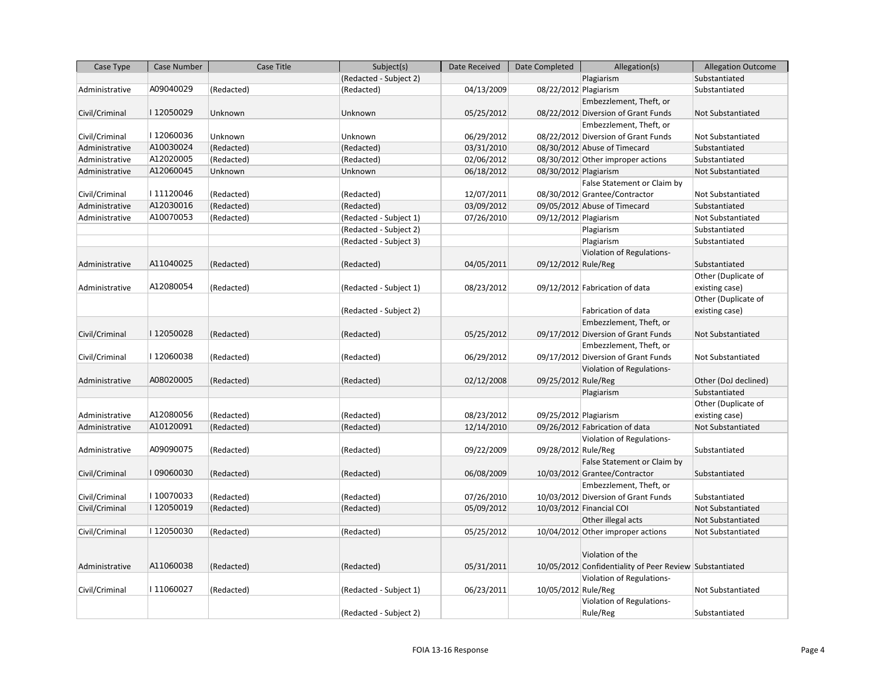| Case Type | Case Number | Case Title | Subject(s) | Date Received | Date Completed | Allegation(s) | Allegation Outcome |
|---|---|---|---|---|---|---|---|
| | | | (Redacted - Subject 2) | | | Plagiarism | Substantiated |
| Administrative | A09040029 | (Redacted) | (Redacted) | 04/13/2009 | 08/22/2012 | Plagiarism | Substantiated |
| Civil/Criminal | I 12050029 | Unknown | Unknown | 05/25/2012 | 08/22/2012 | Embezzlement, Theft, or Diversion of Grant Funds | Not Substantiated |
| Civil/Criminal | I 12060036 | Unknown | Unknown | 06/29/2012 | 08/22/2012 | Embezzlement, Theft, or Diversion of Grant Funds | Not Substantiated |
| Administrative | A10030024 | (Redacted) | (Redacted) | 03/31/2010 | 08/30/2012 | Abuse of Timecard | Substantiated |
| Administrative | A12020005 | (Redacted) | (Redacted) | 02/06/2012 | 08/30/2012 | Other improper actions | Substantiated |
| Administrative | A12060045 | Unknown | Unknown | 06/18/2012 | 08/30/2012 | Plagiarism | Not Substantiated |
| Civil/Criminal | I 11120046 | (Redacted) | (Redacted) | 12/07/2011 | 08/30/2012 | False Statement or Claim by Grantee/Contractor | Not Substantiated |
| Administrative | A12030016 | (Redacted) | (Redacted) | 03/09/2012 | 09/05/2012 | Abuse of Timecard | Substantiated |
| Administrative | A10070053 | (Redacted) | (Redacted - Subject 1) | 07/26/2010 | 09/12/2012 | Plagiarism | Not Substantiated |
| | | | (Redacted - Subject 2) | | | Plagiarism | Substantiated |
| | | | (Redacted - Subject 3) | | | Plagiarism | Substantiated |
| Administrative | A11040025 | (Redacted) | (Redacted) | 04/05/2011 | 09/12/2012 | Violation of Regulations-Rule/Reg | Substantiated |
| Administrative | A12080054 | (Redacted) | (Redacted - Subject 1) | 08/23/2012 | 09/12/2012 | Fabrication of data | Other (Duplicate of existing case) |
| | | | (Redacted - Subject 2) | | | Fabrication of data | Other (Duplicate of existing case) |
| Civil/Criminal | I 12050028 | (Redacted) | (Redacted) | 05/25/2012 | 09/17/2012 | Embezzlement, Theft, or Diversion of Grant Funds | Not Substantiated |
| Civil/Criminal | I 12060038 | (Redacted) | (Redacted) | 06/29/2012 | 09/17/2012 | Embezzlement, Theft, or Diversion of Grant Funds | Not Substantiated |
| Administrative | A08020005 | (Redacted) | (Redacted) | 02/12/2008 | 09/25/2012 | Violation of Regulations-Rule/Reg | Other (DoJ declined) |
| | | | | | | Plagiarism | Substantiated |
| Administrative | A12080056 | (Redacted) | (Redacted) | 08/23/2012 | 09/25/2012 | Plagiarism | Other (Duplicate of existing case) |
| Administrative | A10120091 | (Redacted) | (Redacted) | 12/14/2010 | 09/26/2012 | Fabrication of data | Not Substantiated |
| Administrative | A09090075 | (Redacted) | (Redacted) | 09/22/2009 | 09/28/2012 | Violation of Regulations-Rule/Reg | Substantiated |
| Civil/Criminal | I 09060030 | (Redacted) | (Redacted) | 06/08/2009 | 10/03/2012 | False Statement or Claim by Grantee/Contractor | Substantiated |
| Civil/Criminal | I 10070033 | (Redacted) | (Redacted) | 07/26/2010 | 10/03/2012 | Embezzlement, Theft, or Diversion of Grant Funds | Substantiated |
| Civil/Criminal | I 12050019 | (Redacted) | (Redacted) | 05/09/2012 | 10/03/2012 | Financial COI | Not Substantiated |
| | | | | | | Other illegal acts | Not Substantiated |
| Civil/Criminal | I 12050030 | (Redacted) | (Redacted) | 05/25/2012 | 10/04/2012 | Other improper actions | Not Substantiated |
| Administrative | A11060038 | (Redacted) | (Redacted) | 05/31/2011 | 10/05/2012 | Violation of the Confidentiality of Peer Review | Substantiated |
| Civil/Criminal | I 11060027 | (Redacted) | (Redacted - Subject 1) | 06/23/2011 | 10/05/2012 | Violation of Regulations-Rule/Reg | Not Substantiated |
| | | | (Redacted - Subject 2) | | | Violation of Regulations-Rule/Reg | Substantiated |

FOIA 13-16 Response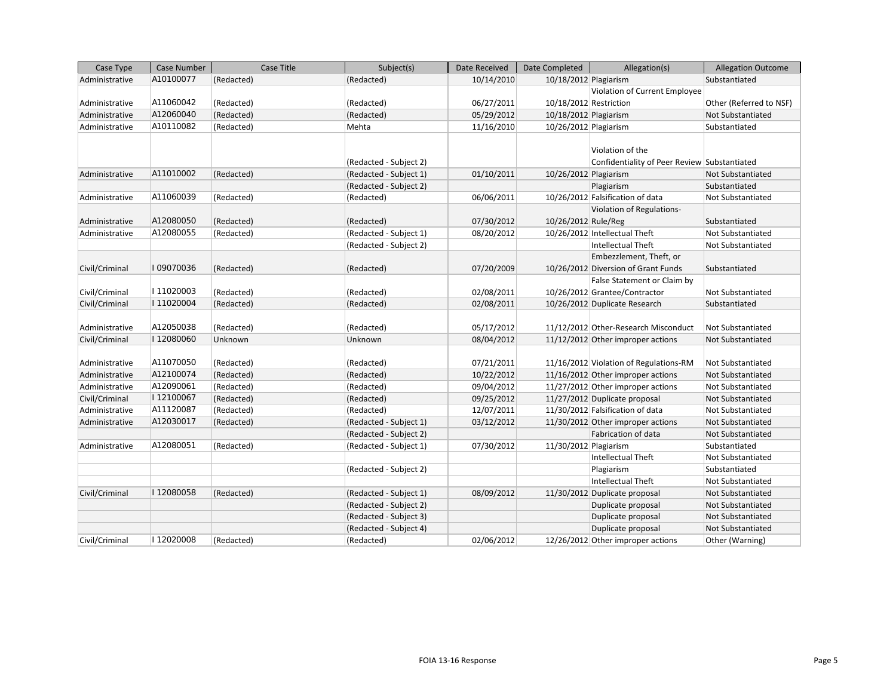| Case Type | Case Number | Case Title | Subject(s) | Date Received | Date Completed | Allegation(s) | Allegation Outcome |
|---|---|---|---|---|---|---|---|
| Administrative | A10100077 | (Redacted) | (Redacted) | 10/14/2010 | 10/18/2012 | Plagiarism | Substantiated |
| Administrative | A11060042 | (Redacted) | (Redacted) | 06/27/2011 | 10/18/2012 | Violation of Current Employee Restriction | Other (Referred to NSF) |
| Administrative | A12060040 | (Redacted) | (Redacted) | 05/29/2012 | 10/18/2012 | Plagiarism | Not Substantiated |
| Administrative | A10110082 | (Redacted) | Mehta | 11/16/2010 | 10/26/2012 | Plagiarism | Substantiated |
| | | | (Redacted - Subject 2) | | | Violation of the Confidentiality of Peer Review | Substantiated |
| Administrative | A11010002 | (Redacted) | (Redacted - Subject 1) | 01/10/2011 | 10/26/2012 | Plagiarism | Not Substantiated |
| | | | (Redacted - Subject 2) | | | Plagiarism | Substantiated |
| Administrative | A11060039 | (Redacted) | (Redacted) | 06/06/2011 | 10/26/2012 | Falsification of data | Not Substantiated |
| Administrative | A12080050 | (Redacted) | (Redacted) | 07/30/2012 | 10/26/2012 | Violation of Regulations-Rule/Reg | Substantiated |
| Administrative | A12080055 | (Redacted) | (Redacted - Subject 1) | 08/20/2012 | 10/26/2012 | Intellectual Theft | Not Substantiated |
| | | | (Redacted - Subject 2) | | | Intellectual Theft | Not Substantiated |
| Civil/Criminal | I 09070036 | (Redacted) | (Redacted) | 07/20/2009 | 10/26/2012 | Embezzlement, Theft, or Diversion of Grant Funds | Substantiated |
| Civil/Criminal | I 11020003 | (Redacted) | (Redacted) | 02/08/2011 | 10/26/2012 | False Statement or Claim by Grantee/Contractor | Not Substantiated |
| Civil/Criminal | I 11020004 | (Redacted) | (Redacted) | 02/08/2011 | 10/26/2012 | Duplicate Research | Substantiated |
| Administrative | A12050038 | (Redacted) | (Redacted) | 05/17/2012 | 11/12/2012 | Other-Research Misconduct | Not Substantiated |
| Civil/Criminal | I 12080060 | Unknown | Unknown | 08/04/2012 | 11/12/2012 | Other improper actions | Not Substantiated |
| Administrative | A11070050 | (Redacted) | (Redacted) | 07/21/2011 | 11/16/2012 | Violation of Regulations-RM | Not Substantiated |
| Administrative | A12100074 | (Redacted) | (Redacted) | 10/22/2012 | 11/16/2012 | Other improper actions | Not Substantiated |
| Administrative | A12090061 | (Redacted) | (Redacted) | 09/04/2012 | 11/27/2012 | Other improper actions | Not Substantiated |
| Civil/Criminal | I 12100067 | (Redacted) | (Redacted) | 09/25/2012 | 11/27/2012 | Duplicate proposal | Not Substantiated |
| Administrative | A11120087 | (Redacted) | (Redacted) | 12/07/2011 | 11/30/2012 | Falsification of data | Not Substantiated |
| Administrative | A12030017 | (Redacted) | (Redacted - Subject 1) | 03/12/2012 | 11/30/2012 | Other improper actions | Not Substantiated |
| | | | (Redacted - Subject 2) | | | Fabrication of data | Not Substantiated |
| Administrative | A12080051 | (Redacted) | (Redacted - Subject 1) | 07/30/2012 | 11/30/2012 | Plagiarism | Substantiated |
| | | | | | | Intellectual Theft | Not Substantiated |
| | | | (Redacted - Subject 2) | | | Plagiarism | Substantiated |
| | | | | | | Intellectual Theft | Not Substantiated |
| Civil/Criminal | I 12080058 | (Redacted) | (Redacted - Subject 1) | 08/09/2012 | 11/30/2012 | Duplicate proposal | Not Substantiated |
| | | | (Redacted - Subject 2) | | | Duplicate proposal | Not Substantiated |
| | | | (Redacted - Subject 3) | | | Duplicate proposal | Not Substantiated |
| | | | (Redacted - Subject 4) | | | Duplicate proposal | Not Substantiated |
| Civil/Criminal | I 12020008 | (Redacted) | (Redacted) | 02/06/2012 | 12/26/2012 | Other improper actions | Other (Warning) |

FOIA 13-16 Response